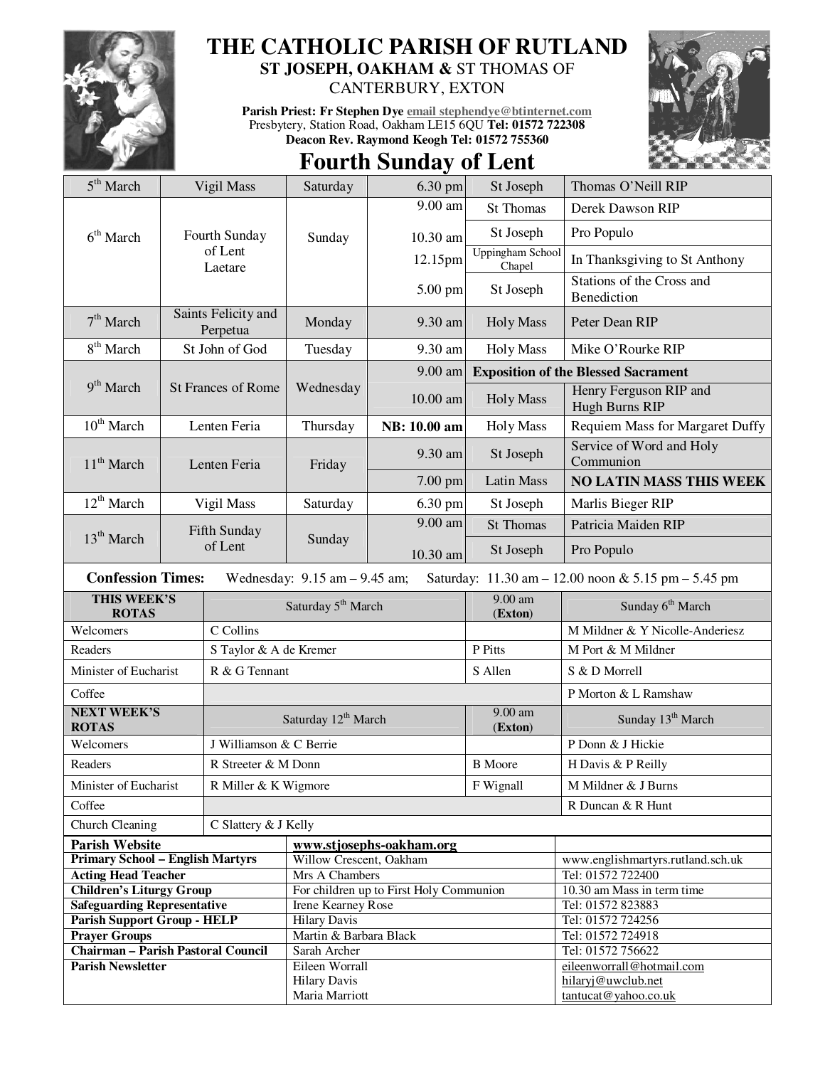# THE CATHOLIC PARISH OF RUTLAND

## ST JOSEPH, OAKHAM & ST THOMAS OF CANTERBURY, EXTON

**Parish Priest: Fr Stephen Dye** email stephendye@btinternet.com
Presbytery, Station Road, Oakham LE15 6QU **Tel: 01572 722308**
**Deacon Rev. Raymond Keogh Tel: 01572 755360**

# Fourth Sunday of Lent

| | | | | | |
|---|---|---|---|---|---|
| 5th March | Vigil Mass | Saturday | 6.30 pm | St Joseph | Thomas O'Neill RIP |
| 6th March | Fourth Sunday of Lent Laetare | Sunday | 9.00 am | St Thomas | Derek Dawson RIP |
| | | | 10.30 am | St Joseph | Pro Populo |
| | | | 12.15pm | Uppingham School Chapel | In Thanksgiving to St Anthony |
| | | | 5.00 pm | St Joseph | Stations of the Cross and Benediction |
| 7th March | Saints Felicity and Perpetua | Monday | 9.30 am | Holy Mass | Peter Dean RIP |
| 8th March | St John of God | Tuesday | 9.30 am | Holy Mass | Mike O'Rourke RIP |
| 9th March | St Frances of Rome | Wednesday | 9.00 am | **Exposition of the Blessed Sacrament** | |
| | | | 10.00 am | Holy Mass | Henry Ferguson RIP and Hugh Burns RIP |
| 10th March | Lenten Feria | Thursday | **NB: 10.00 am** | Holy Mass | Requiem Mass for Margaret Duffy |
| 11th March | Lenten Feria | Friday | 9.30 am | St Joseph | Service of Word and Holy Communion |
| | | | 7.00 pm | Latin Mass | **NO LATIN MASS THIS WEEK** |
| 12th March | Vigil Mass | Saturday | 6.30 pm | St Joseph | Marlis Bieger RIP |
| 13th March | Fifth Sunday of Lent | Sunday | 9.00 am | St Thomas | Patricia Maiden RIP |
| | | | 10.30 am | St Joseph | Pro Populo |

**Confession Times:** Wednesday: 9.15 am – 9.45 am; Saturday: 11.30 am – 12.00 noon & 5.15 pm – 5.45 pm

| **THIS WEEK'S ROTAS** | Saturday 5th March | 9.00 am (**Exton**) | Sunday 6th March |
|---|---|---|---|
| Welcomers | C Collins | | M Mildner & Y Nicolle-Anderiesz |
| Readers | S Taylor & A de Kremer | P Pitts | M Port & M Mildner |
| Minister of Eucharist | R & G Tennant | S Allen | S & D Morrell |
| Coffee | | | P Morton & L Ramshaw |
| **NEXT WEEK'S ROTAS** | Saturday 12th March | 9.00 am (**Exton**) | Sunday 13th March |
| Welcomers | J Williamson & C Berrie | | P Donn & J Hickie |
| Readers | R Streeter & M Donn | B Moore | H Davis & P Reilly |
| Minister of Eucharist | R Miller & K Wigmore | F Wignall | M Mildner & J Burns |
| Coffee | | | R Duncan & R Hunt |
| Church Cleaning | C Slattery & J Kelly | | |

| | | |
|---|---|---|
| **Parish Website** | **www.stjosephs-oakham.org** | |
| **Primary School – English Martyrs** | Willow Crescent, Oakham | www.englishmartyrs.rutland.sch.uk |
| **Acting Head Teacher** | Mrs A Chambers | Tel: 01572 722400 |
| **Children's Liturgy Group** | For children up to First Holy Communion | 10.30 am Mass in term time |
| **Safeguarding Representative** | Irene Kearney Rose | Tel: 01572 823883 |
| **Parish Support Group - HELP** | Hilary Davis | Tel: 01572 724256 |
| **Prayer Groups** | Martin & Barbara Black | Tel: 01572 724918 |
| **Chairman – Parish Pastoral Council** | Sarah Archer | Tel: 01572 756622 |
| **Parish Newsletter** | Eileen Worrall<br>Hilary Davis<br>Maria Marriott | eileenworrall@hotmail.com<br>hilaryj@uwclub.net<br>tantucat@yahoo.co.uk |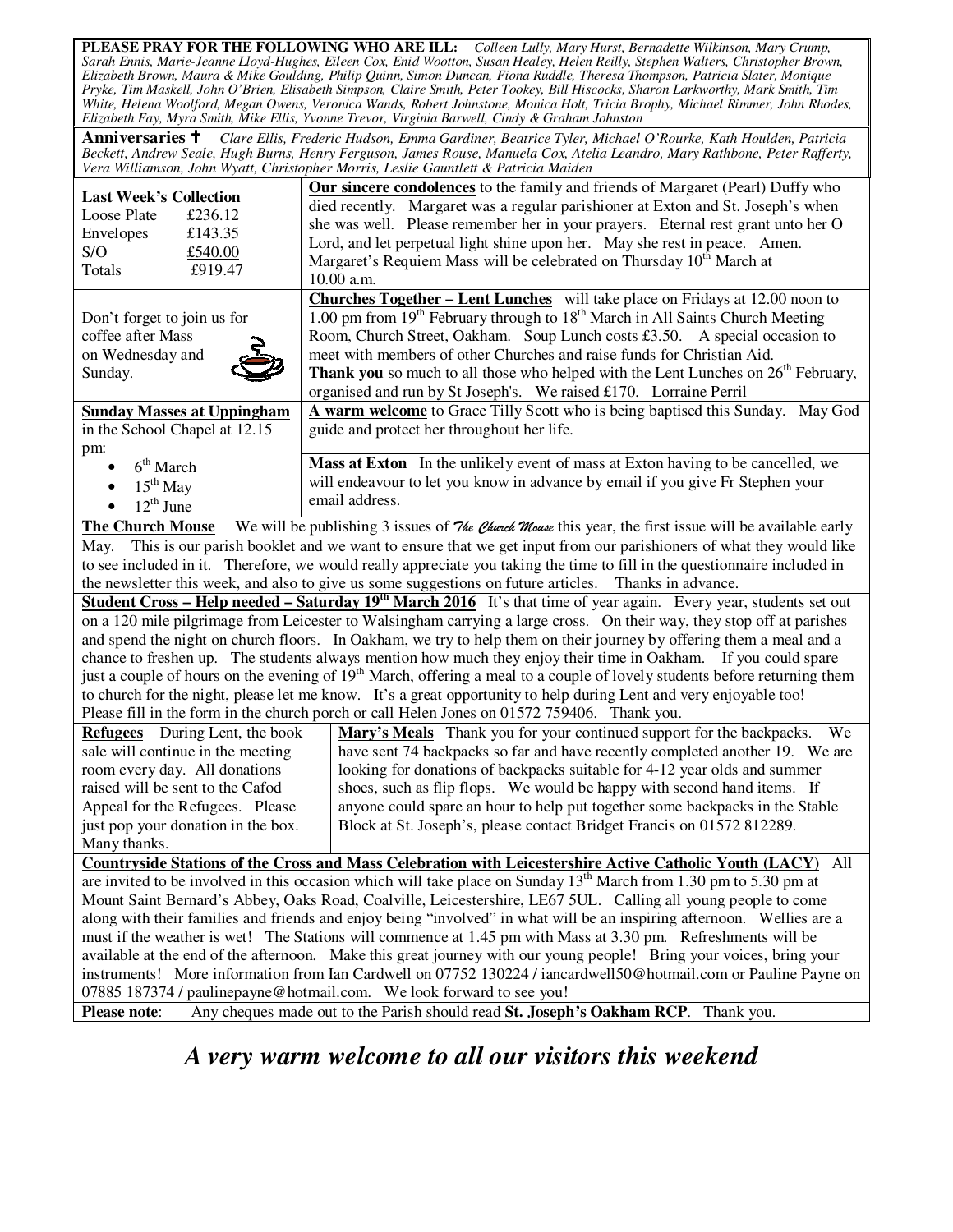**PLEASE PRAY FOR THE FOLLOWING WHO ARE ILL:** *Colleen Lully, Mary Hurst, Bernadette Wilkinson, Mary Crump, Sarah Ennis, Marie-Jeanne Lloyd-Hughes, Eileen Cox, Enid Wootton, Susan Healey, Helen Reilly, Stephen Walters, Christopher Brown, Elizabeth Brown, Maura & Mike Goulding, Philip Quinn, Simon Duncan, Fiona Ruddle, Theresa Thompson, Patricia Slater, Monique Pryke, Tim Maskell, John O'Brien, Elisabeth Simpson, Claire Smith, Peter Tookey, Bill Hiscocks, Sharon Larkworthy, Mark Smith, Tim White, Helena Woolford, Megan Owens, Veronica Wands, Robert Johnstone, Monica Holt, Tricia Brophy, Michael Rimmer, John Rhodes, Elizabeth Fay, Myra Smith, Mike Ellis, Yvonne Trevor, Virginia Barwell, Cindy & Graham Johnston*

**Anniversaries ✝** *Clare Ellis, Frederic Hudson, Emma Gardiner, Beatrice Tyler, Michael O'Rourke, Kath Houlden, Patricia Beckett, Andrew Seale, Hugh Burns, Henry Ferguson, James Rouse, Manuela Cox, Atelia Leandro, Mary Rathbone, Peter Rafferty, Vera Williamson, John Wyatt, Christopher Morris, Leslie Gauntlett & Patricia Maiden*

**Last Week's Collection**

| | |
|---|---|
| Loose Plate | £236.12 |
| Envelopes | £143.35 |
| S/O | £540.00 |
| Totals | £919.47 |

**Our sincere condolences** to the family and friends of Margaret (Pearl) Duffy who died recently. Margaret was a regular parishioner at Exton and St. Joseph's when she was well. Please remember her in your prayers. Eternal rest grant unto her O Lord, and let perpetual light shine upon her. May she rest in peace. Amen. Margaret's Requiem Mass will be celebrated on Thursday 10th March at 10.00 a.m.

Don't forget to join us for coffee after Mass on Wednesday and Sunday.

**Churches Together – Lent Lunches** will take place on Fridays at 12.00 noon to 1.00 pm from 19th February through to 18th March in All Saints Church Meeting Room, Church Street, Oakham. Soup Lunch costs £3.50. A special occasion to meet with members of other Churches and raise funds for Christian Aid.
**Thank you** so much to all those who helped with the Lent Lunches on 26th February, organised and run by St Joseph's. We raised £170. Lorraine Perril

**Sunday Masses at Uppingham** in the School Chapel at 12.15 pm:

- 6th March
- 15th May
- 12th June

**A warm welcome** to Grace Tilly Scott who is being baptised this Sunday. May God guide and protect her throughout her life.

**Mass at Exton** In the unlikely event of mass at Exton having to be cancelled, we will endeavour to let you know in advance by email if you give Fr Stephen your email address.

**The Church Mouse** We will be publishing 3 issues of *The Church Mouse* this year, the first issue will be available early May. This is our parish booklet and we want to ensure that we get input from our parishioners of what they would like to see included in it. Therefore, we would really appreciate you taking the time to fill in the questionnaire included in the newsletter this week, and also to give us some suggestions on future articles. Thanks in advance.

**Student Cross – Help needed – Saturday 19th March 2016** It's that time of year again. Every year, students set out on a 120 mile pilgrimage from Leicester to Walsingham carrying a large cross. On their way, they stop off at parishes and spend the night on church floors. In Oakham, we try to help them on their journey by offering them a meal and a chance to freshen up. The students always mention how much they enjoy their time in Oakham. If you could spare just a couple of hours on the evening of 19th March, offering a meal to a couple of lovely students before returning them to church for the night, please let me know. It's a great opportunity to help during Lent and very enjoyable too! Please fill in the form in the church porch or call Helen Jones on 01572 759406. Thank you.

**Refugees** During Lent, the book sale will continue in the meeting room every day. All donations raised will be sent to the Cafod Appeal for the Refugees. Please just pop your donation in the box. Many thanks.

**Mary's Meals** Thank you for your continued support for the backpacks. We have sent 74 backpacks so far and have recently completed another 19. We are looking for donations of backpacks suitable for 4-12 year olds and summer shoes, such as flip flops. We would be happy with second hand items. If anyone could spare an hour to help put together some backpacks in the Stable Block at St. Joseph's, please contact Bridget Francis on 01572 812289.

**Countryside Stations of the Cross and Mass Celebration with Leicestershire Active Catholic Youth (LACY)** All are invited to be involved in this occasion which will take place on Sunday 13th March from 1.30 pm to 5.30 pm at Mount Saint Bernard's Abbey, Oaks Road, Coalville, Leicestershire, LE67 5UL. Calling all young people to come along with their families and friends and enjoy being "involved" in what will be an inspiring afternoon. Wellies are a must if the weather is wet! The Stations will commence at 1.45 pm with Mass at 3.30 pm. Refreshments will be available at the end of the afternoon. Make this great journey with our young people! Bring your voices, bring your instruments! More information from Ian Cardwell on 07752 130224 / iancardwell50@hotmail.com or Pauline Payne on 07885 187374 / paulinepayne@hotmail.com. We look forward to see you!

**Please note**: Any cheques made out to the Parish should read **St. Joseph's Oakham RCP**. Thank you.

*A very warm welcome to all our visitors this weekend*